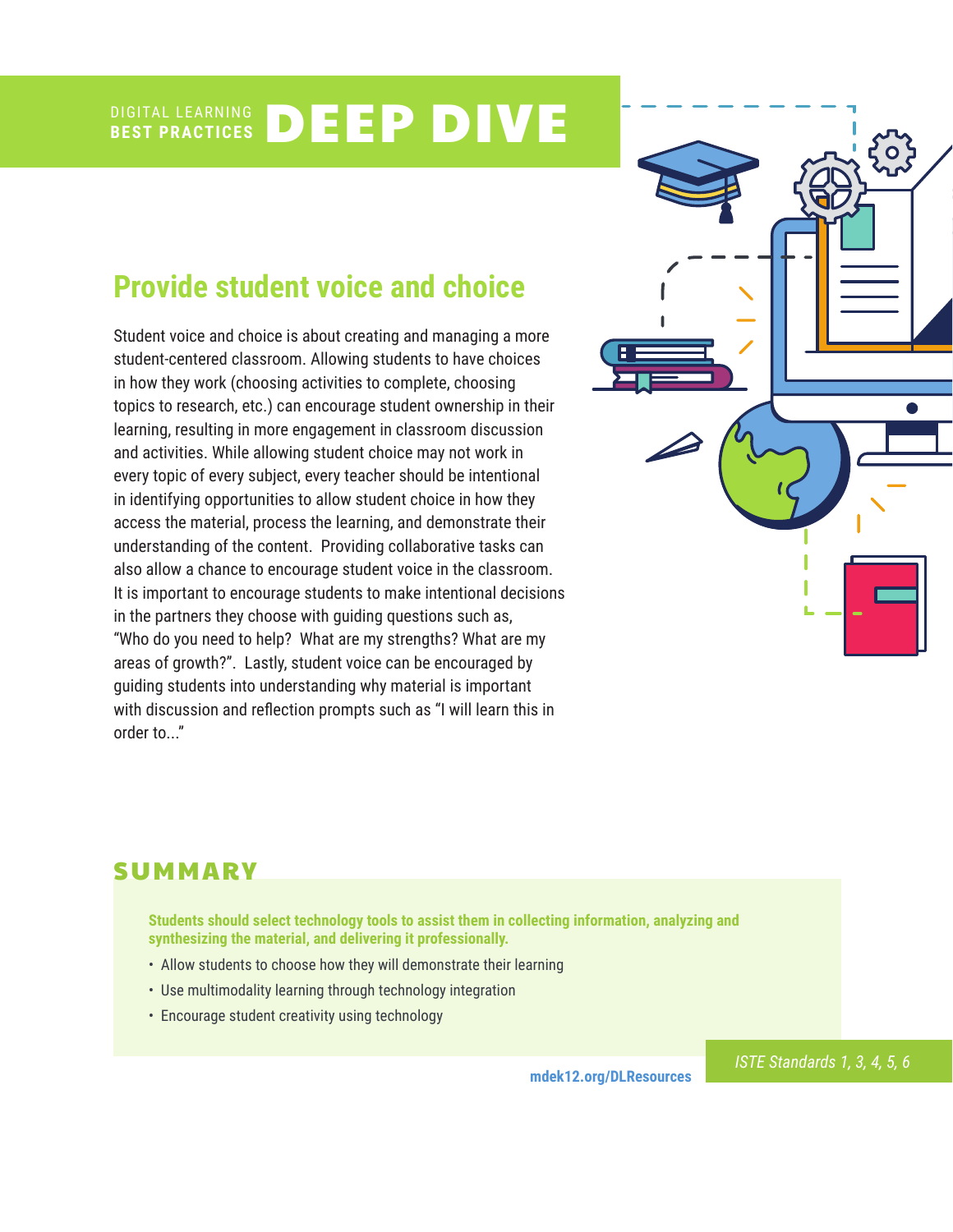DIGITAL LEARNING **BEST PRACTICES** **DEEP DIVE**

## Provide student voice and choice

Student voice and choice is about creating and managing a more student-centered classroom. Allowing students to have choices in how they work (choosing activities to complete, choosing topics to research, etc.) can encourage student ownership in their learning, resulting in more engagement in classroom discussion and activities. While allowing student choice may not work in every topic of every subject, every teacher should be intentional in identifying opportunities to allow student choice in how they access the material, process the learning, and demonstrate their understanding of the content. Providing collaborative tasks can also allow a chance to encourage student voice in the classroom. It is important to encourage students to make intentional decisions in the partners they choose with guiding questions such as, "Who do you need to help? What are my strengths? What are my areas of growth?". Lastly, student voice can be encouraged by guiding students into understanding why material is important with discussion and reflection prompts such as "I will learn this in order to..."

## SUMMARY

**Students should select technology tools to assist them in collecting information, analyzing and synthesizing the material, and delivering it professionally.**

- Allow students to choose how they will demonstrate their learning
- Use multimodality learning through technology integration
- Encourage student creativity using technology

mdek12.org/DLResources

*ISTE Standards 1, 3, 4, 5, 6*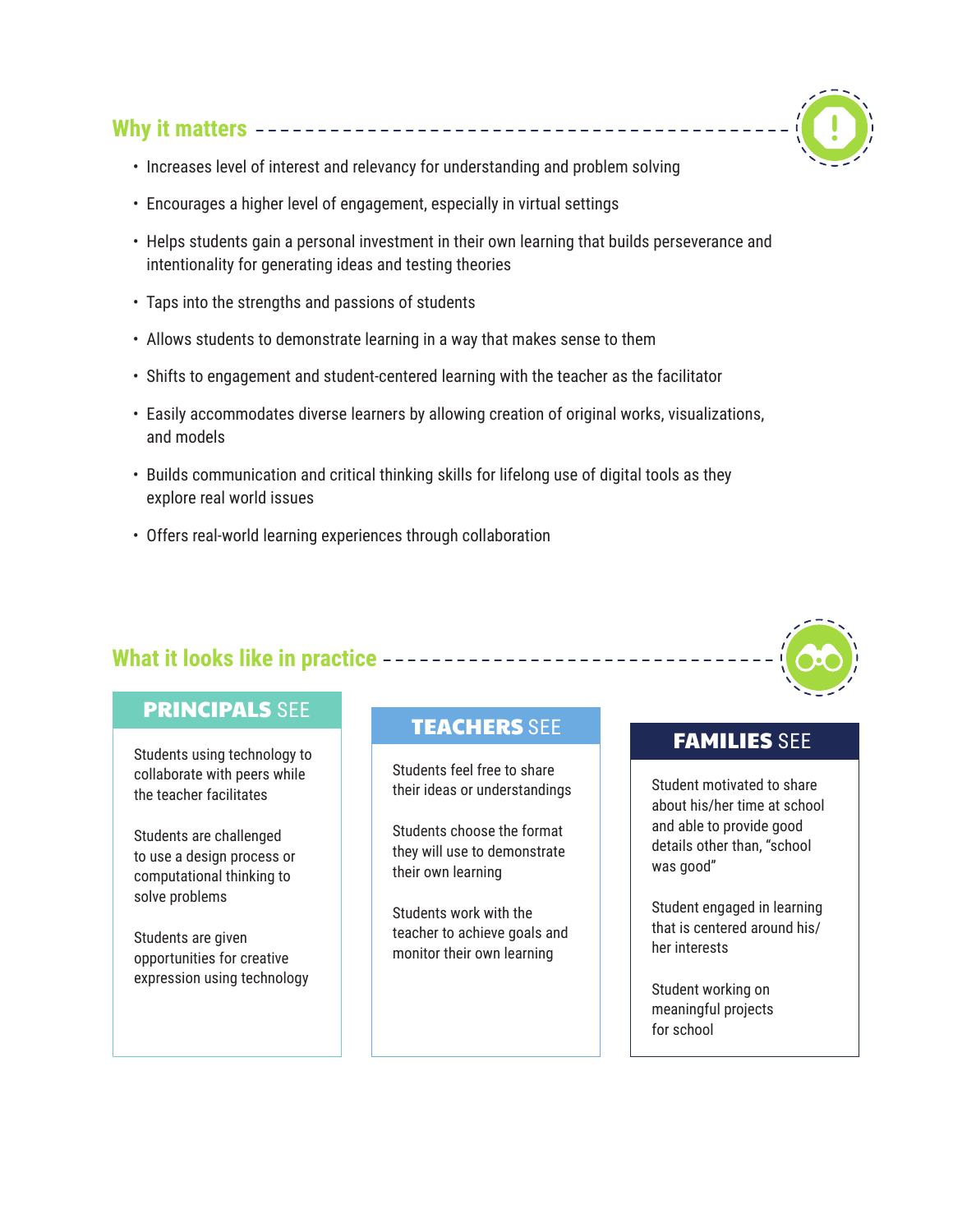## Why it matters

- Increases level of interest and relevancy for understanding and problem solving
- Encourages a higher level of engagement, especially in virtual settings
- Helps students gain a personal investment in their own learning that builds perseverance and intentionality for generating ideas and testing theories
- Taps into the strengths and passions of students
- Allows students to demonstrate learning in a way that makes sense to them
- Shifts to engagement and student-centered learning with the teacher as the facilitator
- Easily accommodates diverse learners by allowing creation of original works, visualizations, and models
- Builds communication and critical thinking skills for lifelong use of digital tools as they explore real world issues
- Offers real-world learning experiences through collaboration

## What it looks like in practice

### **PRINCIPALS** SEE

Students using technology to collaborate with peers while the teacher facilitates

Students are challenged to use a design process or computational thinking to solve problems

Students are given opportunities for creative expression using technology

### **TEACHERS** SEE

Students feel free to share their ideas or understandings

Students choose the format they will use to demonstrate their own learning

Students work with the teacher to achieve goals and monitor their own learning

### **FAMILIES** SEE

Student motivated to share about his/her time at school and able to provide good details other than, "school was good"

Student engaged in learning that is centered around his/her interests

Student working on meaningful projects for school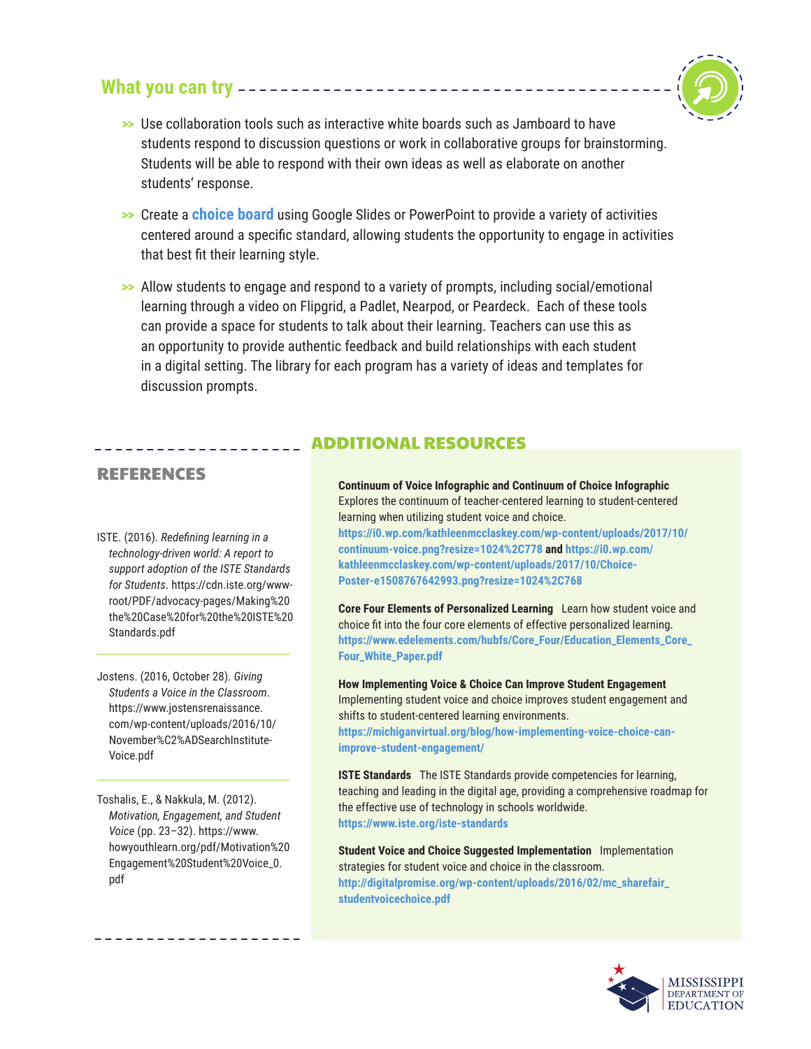## What you can try

- Use collaboration tools such as interactive white boards such as Jamboard to have students respond to discussion questions or work in collaborative groups for brainstorming. Students will be able to respond with their own ideas as well as elaborate on another students' response.
- Create a **choice board** using Google Slides or PowerPoint to provide a variety of activities centered around a specific standard, allowing students the opportunity to engage in activities that best fit their learning style.
- Allow students to engage and respond to a variety of prompts, including social/emotional learning through a video on Flipgrid, a Padlet, Nearpod, or Peardeck. Each of these tools can provide a space for students to talk about their learning. Teachers can use this as an opportunity to provide authentic feedback and build relationships with each student in a digital setting. The library for each program has a variety of ideas and templates for discussion prompts.

## REFERENCES

ISTE. (2016). *Redefining learning in a technology-driven world: A report to support adoption of the ISTE Standards for Students*. https://cdn.iste.org/www-root/PDF/advocacy-pages/Making%20the%20Case%20for%20the%20ISTE%20Standards.pdf

Jostens. (2016, October 28). *Giving Students a Voice in the Classroom*. https://www.jostensrenaissance.com/wp-content/uploads/2016/10/November%C2%ADSearchInstitute-Voice.pdf

Toshalis, E., & Nakkula, M. (2012). *Motivation, Engagement, and Student Voice* (pp. 23–32). https://www.howyouthlearn.org/pdf/Motivation%20Engagement%20Student%20Voice_0.pdf

## ADDITIONAL RESOURCES

**Continuum of Voice Infographic and Continuum of Choice Infographic**
Explores the continuum of teacher-centered learning to student-centered learning when utilizing student voice and choice.
**https://i0.wp.com/kathleenmcclaskey.com/wp-content/uploads/2017/10/continuum-voice.png?resize=1024%2C778** and **https://i0.wp.com/kathleenmcclaskey.com/wp-content/uploads/2017/10/Choice-Poster-e1508767642993.png?resize=1024%2C768**

**Core Four Elements of Personalized Learning** Learn how student voice and choice fit into the four core elements of effective personalized learning.
**https://www.edelements.com/hubfs/Core_Four/Education_Elements_Core_Four_White_Paper.pdf**

**How Implementing Voice & Choice Can Improve Student Engagement**
Implementing student voice and choice improves student engagement and shifts to student-centered learning environments.
**https://michiganvirtual.org/blog/how-implementing-voice-choice-can-improve-student-engagement/**

**ISTE Standards** The ISTE Standards provide competencies for learning, teaching and leading in the digital age, providing a comprehensive roadmap for the effective use of technology in schools worldwide.
**https://www.iste.org/iste-standards**

**Student Voice and Choice Suggested Implementation** Implementation strategies for student voice and choice in the classroom.
**http://digitalpromise.org/wp-content/uploads/2016/02/mc_sharefair_studentvoicechoice.pdf**